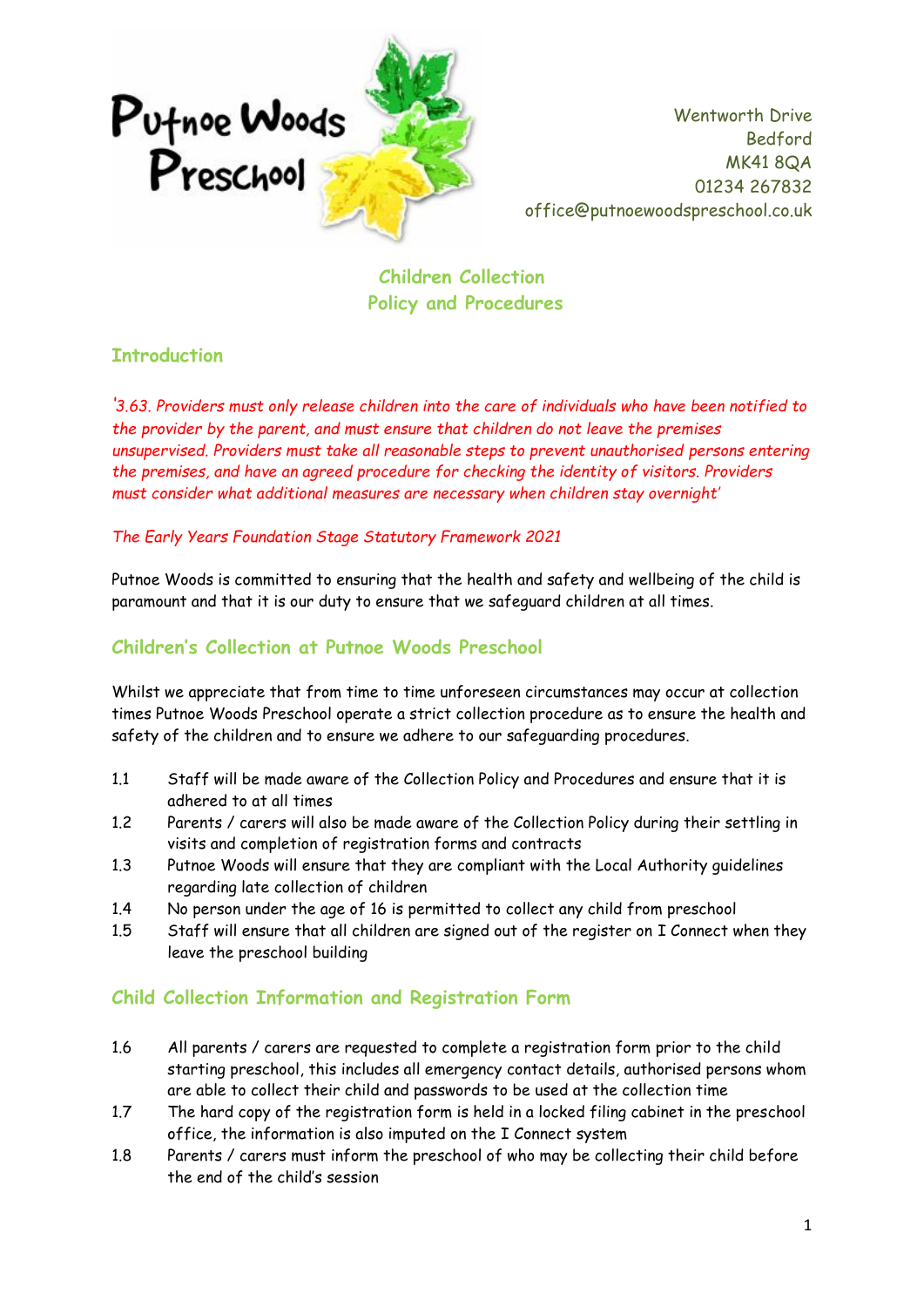Putnoe Woods Preschool

Wentworth Drive
Bedford
MK41 8QA
01234 267832
office@putnoewoodspreschool.co.uk

# Children Collection Policy and Procedures

## Introduction

*'3.63. Providers must only release children into the care of individuals who have been notified to the provider by the parent, and must ensure that children do not leave the premises unsupervised. Providers must take all reasonable steps to prevent unauthorised persons entering the premises, and have an agreed procedure for checking the identity of visitors. Providers must consider what additional measures are necessary when children stay overnight'*

*The Early Years Foundation Stage Statutory Framework 2021*

Putnoe Woods is committed to ensuring that the health and safety and wellbeing of the child is paramount and that it is our duty to ensure that we safeguard children at all times.

## Children's Collection at Putnoe Woods Preschool

Whilst we appreciate that from time to time unforeseen circumstances may occur at collection times Putnoe Woods Preschool operate a strict collection procedure as to ensure the health and safety of the children and to ensure we adhere to our safeguarding procedures.

1.1 Staff will be made aware of the Collection Policy and Procedures and ensure that it is adhered to at all times

1.2 Parents / carers will also be made aware of the Collection Policy during their settling in visits and completion of registration forms and contracts

1.3 Putnoe Woods will ensure that they are compliant with the Local Authority guidelines regarding late collection of children

1.4 No person under the age of 16 is permitted to collect any child from preschool

1.5 Staff will ensure that all children are signed out of the register on I Connect when they leave the preschool building

## Child Collection Information and Registration Form

1.6 All parents / carers are requested to complete a registration form prior to the child starting preschool, this includes all emergency contact details, authorised persons whom are able to collect their child and passwords to be used at the collection time

1.7 The hard copy of the registration form is held in a locked filing cabinet in the preschool office, the information is also imputed on the I Connect system

1.8 Parents / carers must inform the preschool of who may be collecting their child before the end of the child's session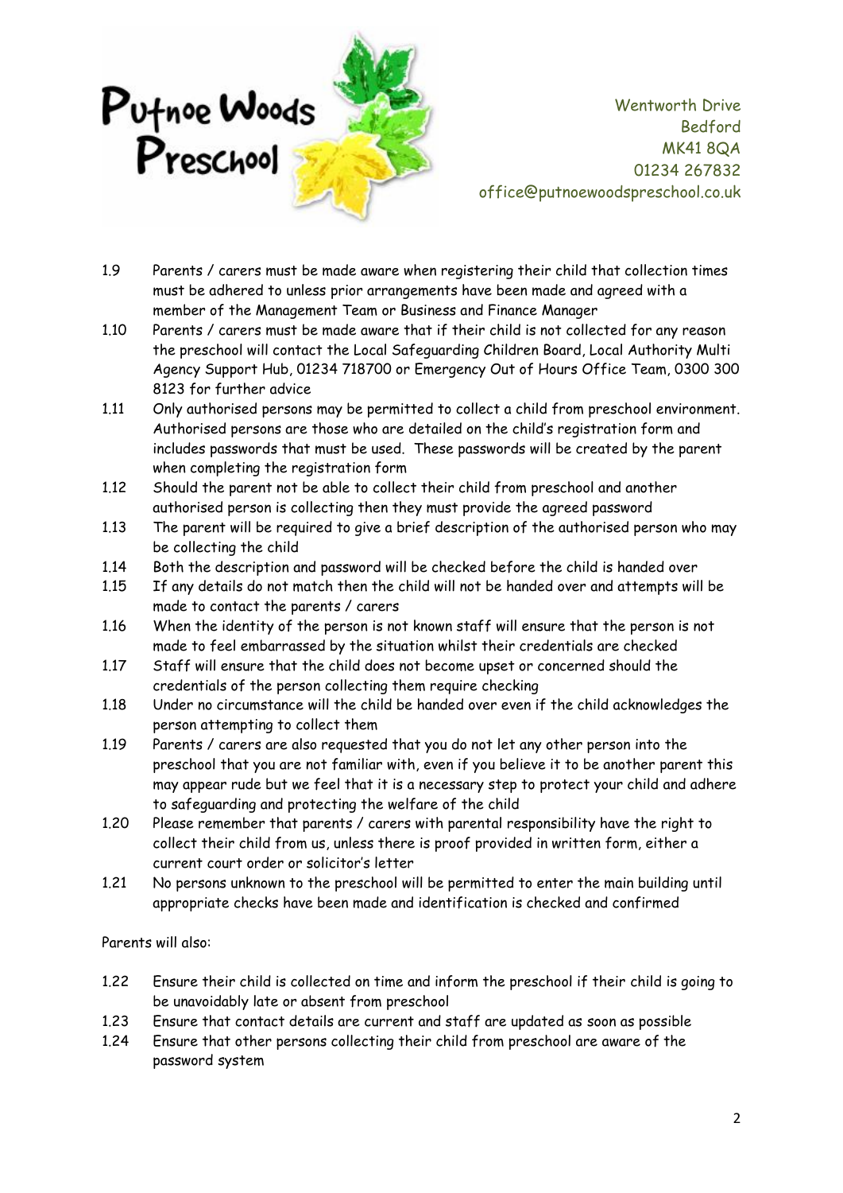1.9 Parents / carers must be made aware when registering their child that collection times must be adhered to unless prior arrangements have been made and agreed with a member of the Management Team or Business and Finance Manager

1.10 Parents / carers must be made aware that if their child is not collected for any reason the preschool will contact the Local Safeguarding Children Board, Local Authority Multi Agency Support Hub, 01234 718700 or Emergency Out of Hours Office Team, 0300 300 8123 for further advice

1.11 Only authorised persons may be permitted to collect a child from preschool environment. Authorised persons are those who are detailed on the child's registration form and includes passwords that must be used. These passwords will be created by the parent when completing the registration form

1.12 Should the parent not be able to collect their child from preschool and another authorised person is collecting then they must provide the agreed password

1.13 The parent will be required to give a brief description of the authorised person who may be collecting the child

1.14 Both the description and password will be checked before the child is handed over

1.15 If any details do not match then the child will not be handed over and attempts will be made to contact the parents / carers

1.16 When the identity of the person is not known staff will ensure that the person is not made to feel embarrassed by the situation whilst their credentials are checked

1.17 Staff will ensure that the child does not become upset or concerned should the credentials of the person collecting them require checking

1.18 Under no circumstance will the child be handed over even if the child acknowledges the person attempting to collect them

1.19 Parents / carers are also requested that you do not let any other person into the preschool that you are not familiar with, even if you believe it to be another parent this may appear rude but we feel that it is a necessary step to protect your child and adhere to safeguarding and protecting the welfare of the child

1.20 Please remember that parents / carers with parental responsibility have the right to collect their child from us, unless there is proof provided in written form, either a current court order or solicitor's letter

1.21 No persons unknown to the preschool will be permitted to enter the main building until appropriate checks have been made and identification is checked and confirmed

Parents will also:

1.22 Ensure their child is collected on time and inform the preschool if their child is going to be unavoidably late or absent from preschool

1.23 Ensure that contact details are current and staff are updated as soon as possible

1.24 Ensure that other persons collecting their child from preschool are aware of the password system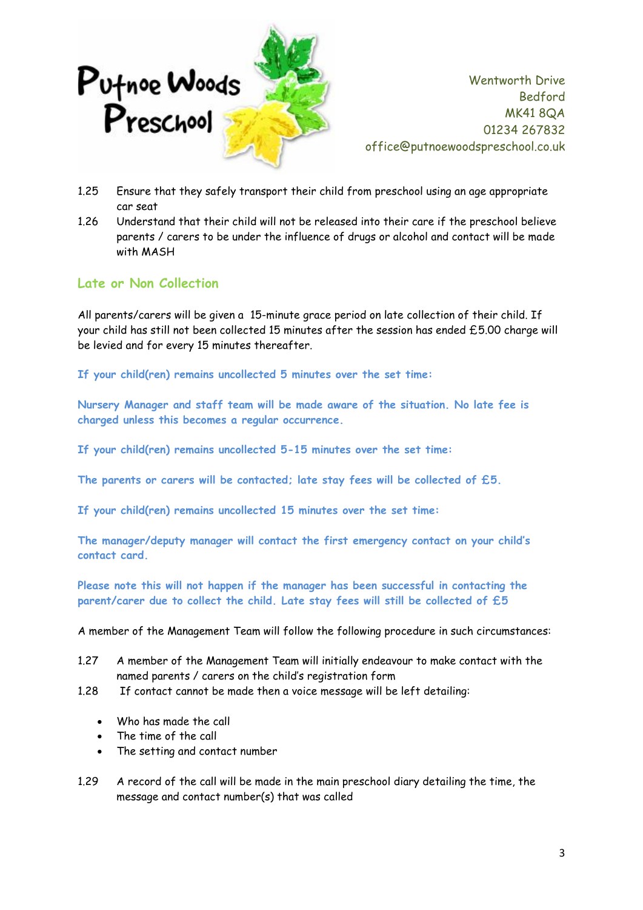1.25 Ensure that they safely transport their child from preschool using an age appropriate car seat

1.26 Understand that their child will not be released into their care if the preschool believe parents / carers to be under the influence of drugs or alcohol and contact will be made with MASH

## Late or Non Collection

All parents/carers will be given a 15-minute grace period on late collection of their child. If your child has still not been collected 15 minutes after the session has ended £5.00 charge will be levied and for every 15 minutes thereafter.

**If your child(ren) remains uncollected 5 minutes over the set time:**

**Nursery Manager and staff team will be made aware of the situation. No late fee is charged unless this becomes a regular occurrence.**

**If your child(ren) remains uncollected 5-15 minutes over the set time:**

**The parents or carers will be contacted; late stay fees will be collected of £5.**

**If your child(ren) remains uncollected 15 minutes over the set time:**

**The manager/deputy manager will contact the first emergency contact on your child's contact card.**

**Please note this will not happen if the manager has been successful in contacting the parent/carer due to collect the child. Late stay fees will still be collected of £5**

A member of the Management Team will follow the following procedure in such circumstances:

1.27 A member of the Management Team will initially endeavour to make contact with the named parents / carers on the child's registration form

1.28 If contact cannot be made then a voice message will be left detailing:

- Who has made the call
- The time of the call
- The setting and contact number

1.29 A record of the call will be made in the main preschool diary detailing the time, the message and contact number(s) that was called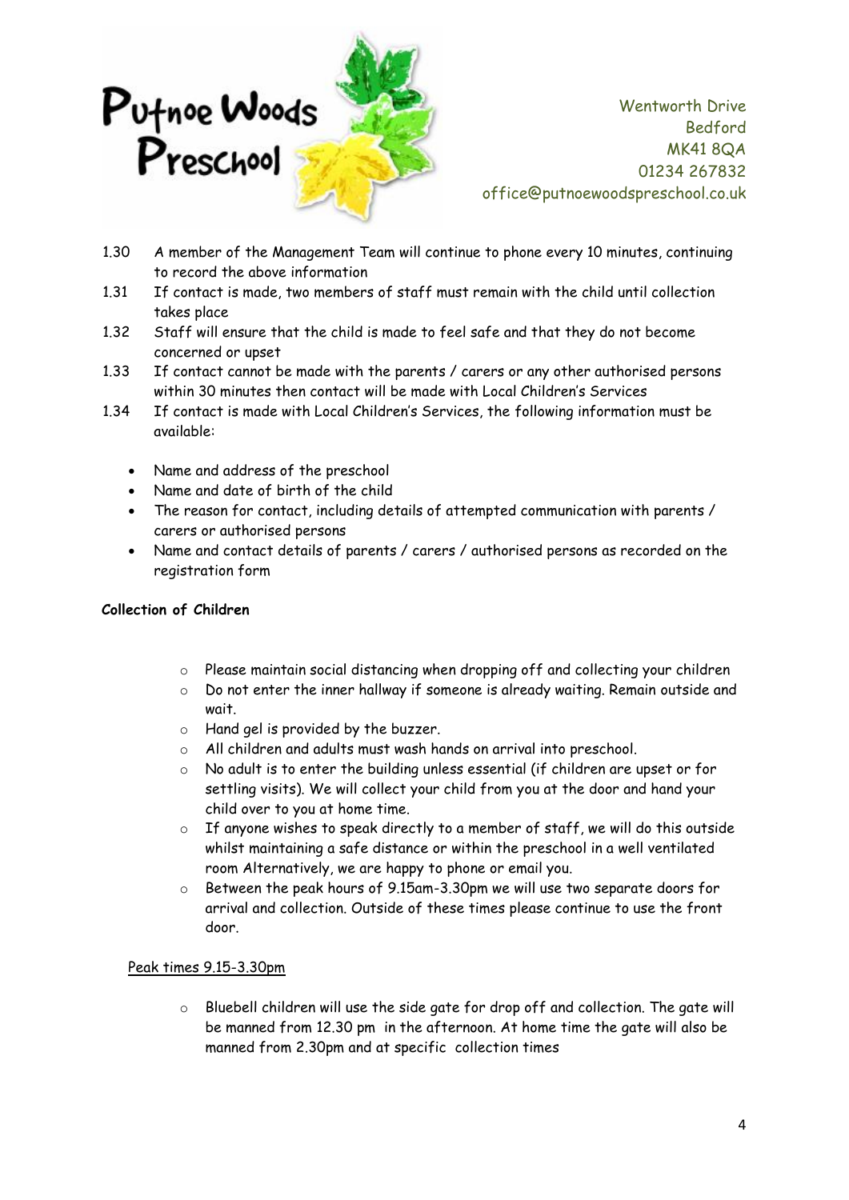1.30 A member of the Management Team will continue to phone every 10 minutes, continuing to record the above information

1.31 If contact is made, two members of staff must remain with the child until collection takes place

1.32 Staff will ensure that the child is made to feel safe and that they do not become concerned or upset

1.33 If contact cannot be made with the parents / carers or any other authorised persons within 30 minutes then contact will be made with Local Children's Services

1.34 If contact is made with Local Children's Services, the following information must be available:

- Name and address of the preschool
- Name and date of birth of the child
- The reason for contact, including details of attempted communication with parents / carers or authorised persons
- Name and contact details of parents / carers / authorised persons as recorded on the registration form

**Collection of Children**

- Please maintain social distancing when dropping off and collecting your children
- Do not enter the inner hallway if someone is already waiting. Remain outside and wait.
- Hand gel is provided by the buzzer.
- All children and adults must wash hands on arrival into preschool.
- No adult is to enter the building unless essential (if children are upset or for settling visits). We will collect your child from you at the door and hand your child over to you at home time.
- If anyone wishes to speak directly to a member of staff, we will do this outside whilst maintaining a safe distance or within the preschool in a well ventilated room Alternatively, we are happy to phone or email you.
- Between the peak hours of 9.15am-3.30pm we will use two separate doors for arrival and collection. Outside of these times please continue to use the front door.

<u>Peak times 9.15-3.30pm</u>

- Bluebell children will use the side gate for drop off and collection. The gate will be manned from 12.30 pm in the afternoon. At home time the gate will also be manned from 2.30pm and at specific collection times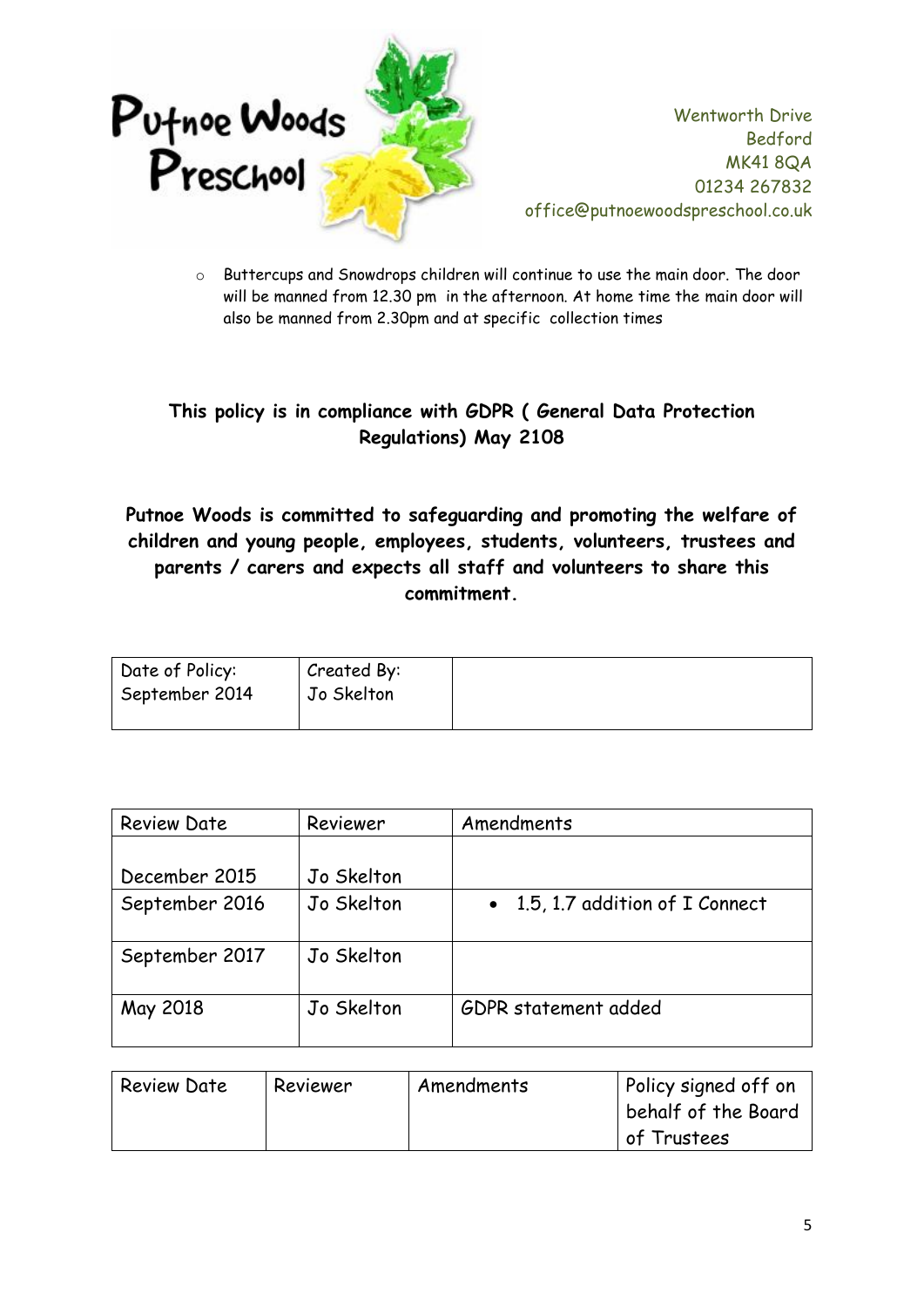- Buttercups and Snowdrops children will continue to use the main door. The door will be manned from 12.30 pm in the afternoon. At home time the main door will also be manned from 2.30pm and at specific collection times

**This policy is in compliance with GDPR ( General Data Protection Regulations) May 2108**

**Putnoe Woods is committed to safeguarding and promoting the welfare of children and young people, employees, students, volunteers, trustees and parents / carers and expects all staff and volunteers to share this commitment.**

| Date of Policy: September 2014 | Created By: Jo Skelton | |
|---|---|---|

| Review Date | Reviewer | Amendments |
|---|---|---|
| December 2015 | Jo Skelton | |
| September 2016 | Jo Skelton | • 1.5, 1.7 addition of I Connect |
| September 2017 | Jo Skelton | |
| May 2018 | Jo Skelton | GDPR statement added |

| Review Date | Reviewer | Amendments | Policy signed off on behalf of the Board of Trustees |
|---|---|---|---|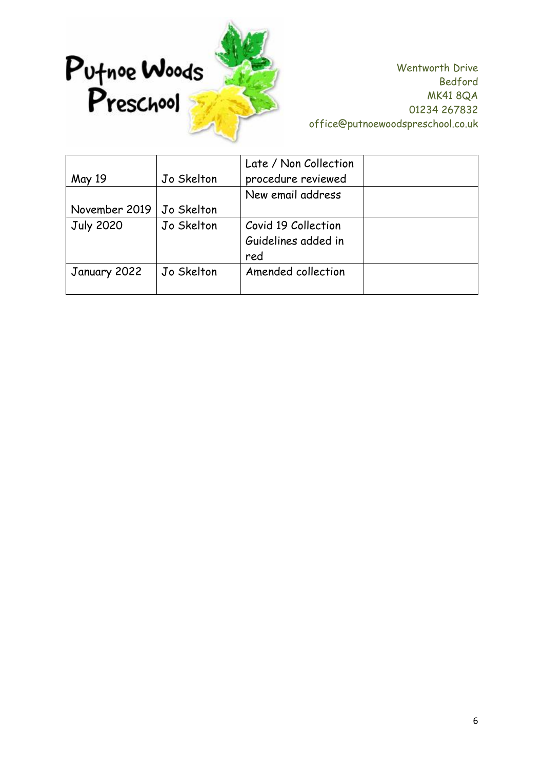| May 19 | Jo Skelton | Late / Non Collection procedure reviewed | |
|---|---|---|---|
| November 2019 | Jo Skelton | New email address | |
| July 2020 | Jo Skelton | Covid 19 Collection Guidelines added in red | |
| January 2022 | Jo Skelton | Amended collection | |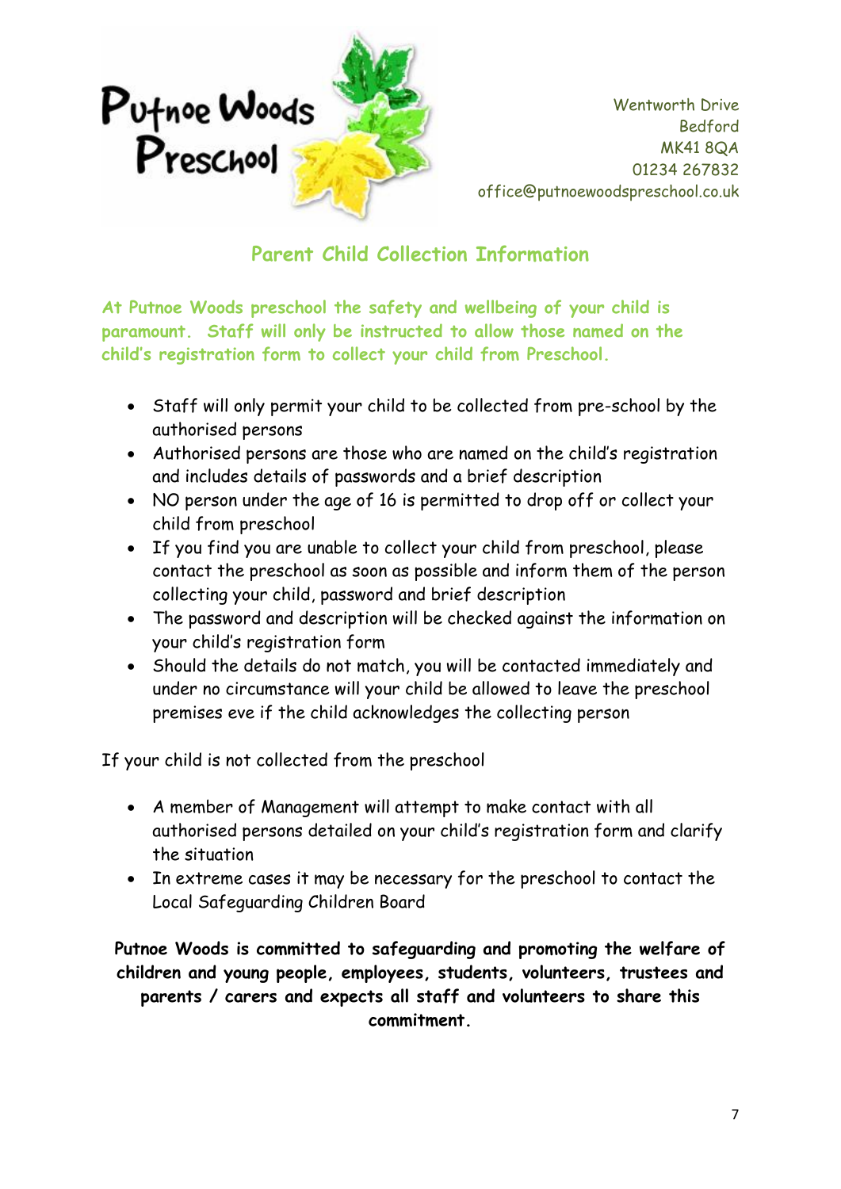Putnoe Woods Preschool

Wentworth Drive
Bedford
MK41 8QA
01234 267832
office@putnoewoodspreschool.co.uk

## Parent Child Collection Information

**At Putnoe Woods preschool the safety and wellbeing of your child is paramount. Staff will only be instructed to allow those named on the child's registration form to collect your child from Preschool.**

- Staff will only permit your child to be collected from pre-school by the authorised persons
- Authorised persons are those who are named on the child's registration and includes details of passwords and a brief description
- NO person under the age of 16 is permitted to drop off or collect your child from preschool
- If you find you are unable to collect your child from preschool, please contact the preschool as soon as possible and inform them of the person collecting your child, password and brief description
- The password and description will be checked against the information on your child's registration form
- Should the details do not match, you will be contacted immediately and under no circumstance will your child be allowed to leave the preschool premises eve if the child acknowledges the collecting person

If your child is not collected from the preschool

- A member of Management will attempt to make contact with all authorised persons detailed on your child's registration form and clarify the situation
- In extreme cases it may be necessary for the preschool to contact the Local Safeguarding Children Board

**Putnoe Woods is committed to safeguarding and promoting the welfare of children and young people, employees, students, volunteers, trustees and parents / carers and expects all staff and volunteers to share this commitment.**